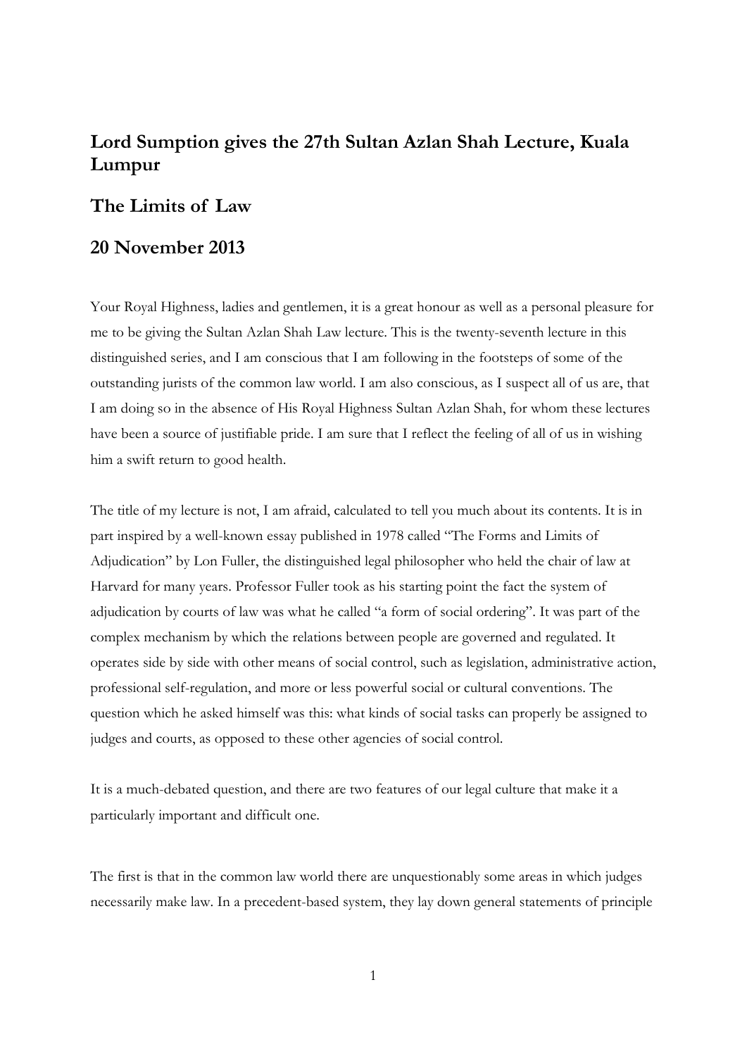# Lord Sumption gives the 27th Sultan Azlan Shah Lecture, Kuala Lumpur

## The Limits of Law

## 20 November 2013

Your Royal Highness, ladies and gentlemen, it is a great honour as well as a personal pleasure for me to be giving the Sultan Azlan Shah Law lecture. This is the twenty-seventh lecture in this distinguished series, and I am conscious that I am following in the footsteps of some of the outstanding jurists of the common law world. I am also conscious, as I suspect all of us are, that I am doing so in the absence of His Royal Highness Sultan Azlan Shah, for whom these lectures have been a source of justifiable pride. I am sure that I reflect the feeling of all of us in wishing him a swift return to good health.

The title of my lecture is not, I am afraid, calculated to tell you much about its contents. It is in part inspired by a well-known essay published in 1978 called "The Forms and Limits of Adjudication" by Lon Fuller, the distinguished legal philosopher who held the chair of law at Harvard for many years. Professor Fuller took as his starting point the fact the system of adjudication by courts of law was what he called "a form of social ordering". It was part of the complex mechanism by which the relations between people are governed and regulated. It operates side by side with other means of social control, such as legislation, administrative action, professional self-regulation, and more or less powerful social or cultural conventions. The question which he asked himself was this: what kinds of social tasks can properly be assigned to judges and courts, as opposed to these other agencies of social control.

It is a much-debated question, and there are two features of our legal culture that make it a particularly important and difficult one.

The first is that in the common law world there are unquestionably some areas in which judges necessarily make law. In a precedent-based system, they lay down general statements of principle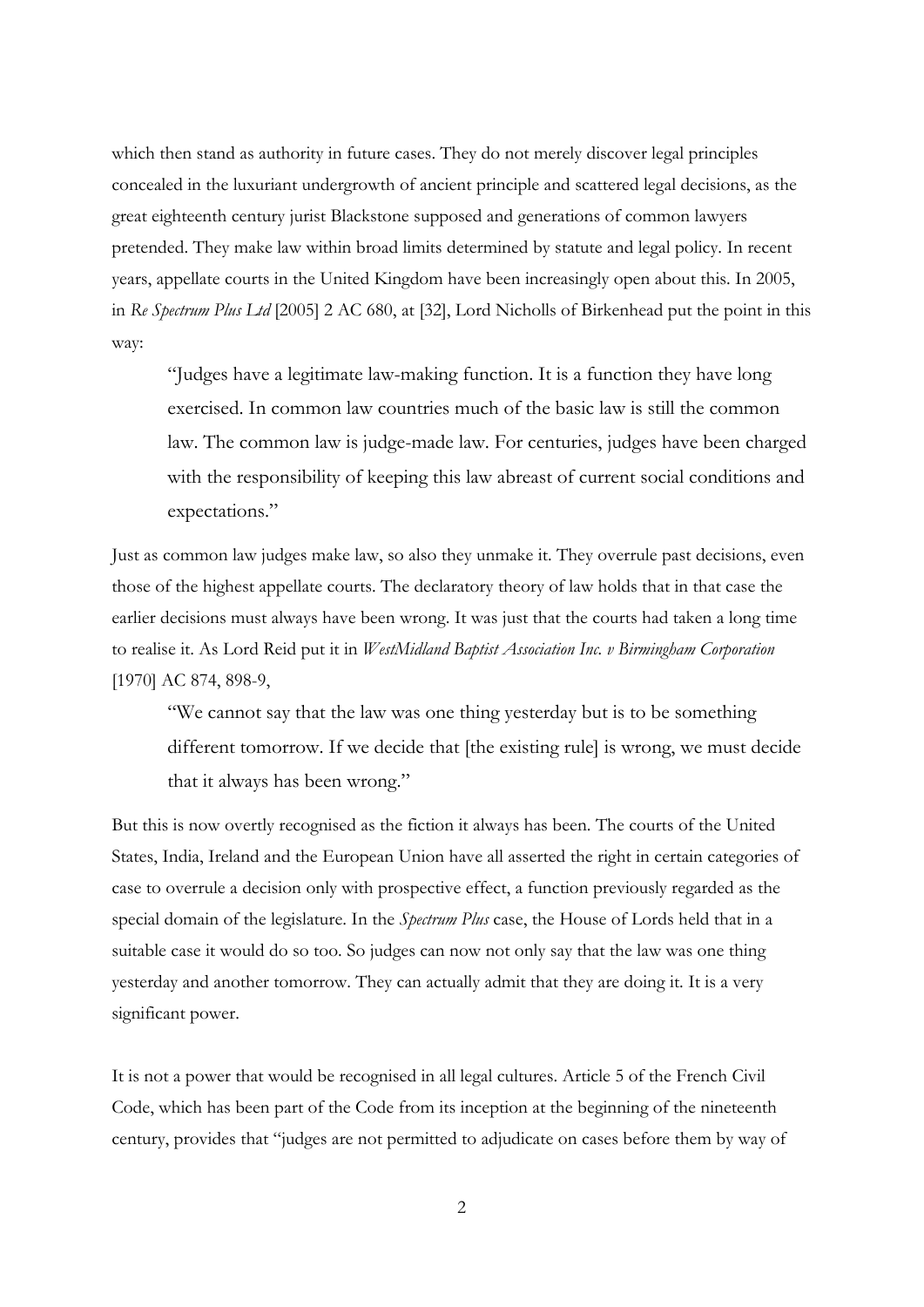which then stand as authority in future cases. They do not merely discover legal principles concealed in the luxuriant undergrowth of ancient principle and scattered legal decisions, as the great eighteenth century jurist Blackstone supposed and generations of common lawyers pretended. They make law within broad limits determined by statute and legal policy. In recent years, appellate courts in the United Kingdom have been increasingly open about this. In 2005, in *Re Spectrum Plus Ltd* [2005] 2 AC 680, at [32], Lord Nicholls of Birkenhead put the point in this way:

> "Judges have a legitimate law-making function. It is a function they have long exercised. In common law countries much of the basic law is still the common law. The common law is judge-made law. For centuries, judges have been charged with the responsibility of keeping this law abreast of current social conditions and expectations."

Just as common law judges make law, so also they unmake it. They overrule past decisions, even those of the highest appellate courts. The declaratory theory of law holds that in that case the earlier decisions must always have been wrong. It was just that the courts had taken a long time to realise it. As Lord Reid put it in *WestMidland Baptist Association Inc. v Birmingham Corporation* [1970] AC 874, 898-9,

> "We cannot say that the law was one thing yesterday but is to be something different tomorrow. If we decide that [the existing rule] is wrong, we must decide that it always has been wrong."

But this is now overtly recognised as the fiction it always has been. The courts of the United States, India, Ireland and the European Union have all asserted the right in certain categories of case to overrule a decision only with prospective effect, a function previously regarded as the special domain of the legislature. In the *Spectrum Plus* case, the House of Lords held that in a suitable case it would do so too. So judges can now not only say that the law was one thing yesterday and another tomorrow. They can actually admit that they are doing it. It is a very significant power.

It is not a power that would be recognised in all legal cultures. Article 5 of the French Civil Code, which has been part of the Code from its inception at the beginning of the nineteenth century, provides that "judges are not permitted to adjudicate on cases before them by way of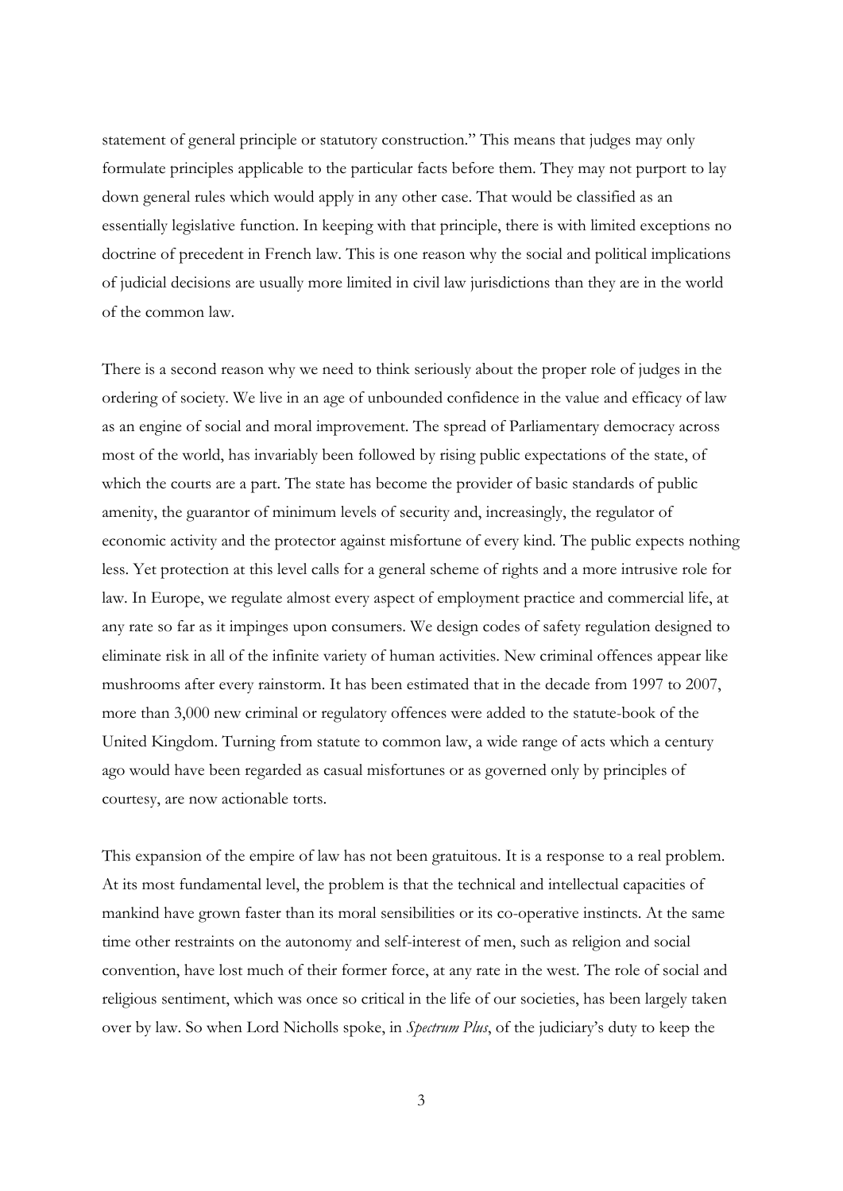statement of general principle or statutory construction." This means that judges may only formulate principles applicable to the particular facts before them. They may not purport to lay down general rules which would apply in any other case. That would be classified as an essentially legislative function. In keeping with that principle, there is with limited exceptions no doctrine of precedent in French law. This is one reason why the social and political implications of judicial decisions are usually more limited in civil law jurisdictions than they are in the world of the common law.

There is a second reason why we need to think seriously about the proper role of judges in the ordering of society. We live in an age of unbounded confidence in the value and efficacy of law as an engine of social and moral improvement. The spread of Parliamentary democracy across most of the world, has invariably been followed by rising public expectations of the state, of which the courts are a part. The state has become the provider of basic standards of public amenity, the guarantor of minimum levels of security and, increasingly, the regulator of economic activity and the protector against misfortune of every kind. The public expects nothing less. Yet protection at this level calls for a general scheme of rights and a more intrusive role for law. In Europe, we regulate almost every aspect of employment practice and commercial life, at any rate so far as it impinges upon consumers. We design codes of safety regulation designed to eliminate risk in all of the infinite variety of human activities. New criminal offences appear like mushrooms after every rainstorm. It has been estimated that in the decade from 1997 to 2007, more than 3,000 new criminal or regulatory offences were added to the statute-book of the United Kingdom. Turning from statute to common law, a wide range of acts which a century ago would have been regarded as casual misfortunes or as governed only by principles of courtesy, are now actionable torts.

This expansion of the empire of law has not been gratuitous. It is a response to a real problem. At its most fundamental level, the problem is that the technical and intellectual capacities of mankind have grown faster than its moral sensibilities or its co-operative instincts. At the same time other restraints on the autonomy and self-interest of men, such as religion and social convention, have lost much of their former force, at any rate in the west. The role of social and religious sentiment, which was once so critical in the life of our societies, has been largely taken over by law. So when Lord Nicholls spoke, in *Spectrum Plus*, of the judiciary's duty to keep the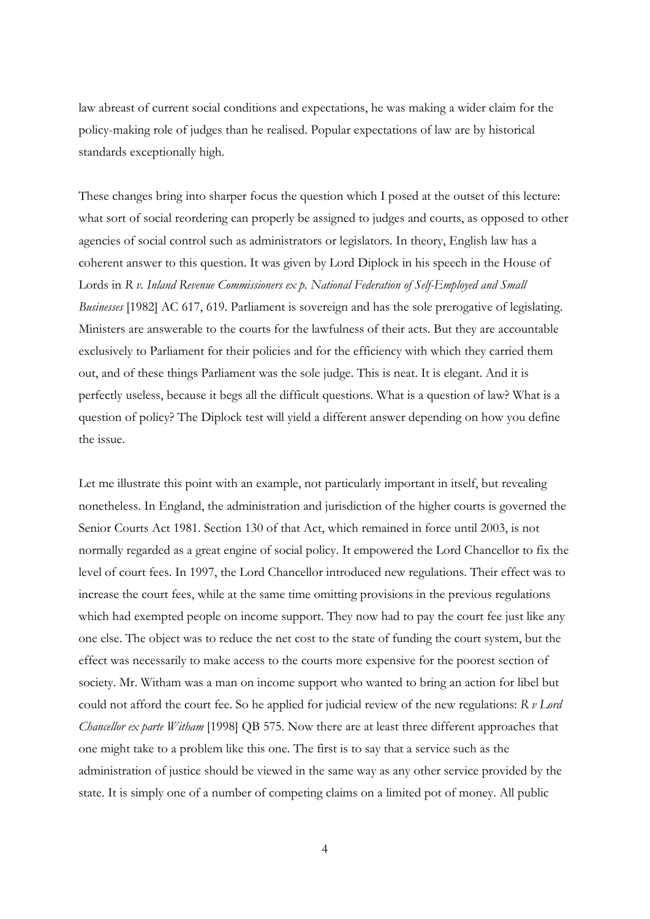law abreast of current social conditions and expectations, he was making a wider claim for the policy-making role of judges than he realised. Popular expectations of law are by historical standards exceptionally high.

These changes bring into sharper focus the question which I posed at the outset of this lecture: what sort of social reordering can properly be assigned to judges and courts, as opposed to other agencies of social control such as administrators or legislators. In theory, English law has a coherent answer to this question. It was given by Lord Diplock in his speech in the House of Lords in *R v. Inland Revenue Commissioners ex p. National Federation of Self-Employed and Small Businesses* [1982] AC 617, 619. Parliament is sovereign and has the sole prerogative of legislating. Ministers are answerable to the courts for the lawfulness of their acts. But they are accountable exclusively to Parliament for their policies and for the efficiency with which they carried them out, and of these things Parliament was the sole judge. This is neat. It is elegant. And it is perfectly useless, because it begs all the difficult questions. What is a question of law? What is a question of policy? The Diplock test will yield a different answer depending on how you define the issue.

Let me illustrate this point with an example, not particularly important in itself, but revealing nonetheless. In England, the administration and jurisdiction of the higher courts is governed the Senior Courts Act 1981. Section 130 of that Act, which remained in force until 2003, is not normally regarded as a great engine of social policy. It empowered the Lord Chancellor to fix the level of court fees. In 1997, the Lord Chancellor introduced new regulations. Their effect was to increase the court fees, while at the same time omitting provisions in the previous regulations which had exempted people on income support. They now had to pay the court fee just like any one else. The object was to reduce the net cost to the state of funding the court system, but the effect was necessarily to make access to the courts more expensive for the poorest section of society. Mr. Witham was a man on income support who wanted to bring an action for libel but could not afford the court fee. So he applied for judicial review of the new regulations: *R v Lord Chancellor ex parte Witham* [1998] QB 575. Now there are at least three different approaches that one might take to a problem like this one. The first is to say that a service such as the administration of justice should be viewed in the same way as any other service provided by the state. It is simply one of a number of competing claims on a limited pot of money. All public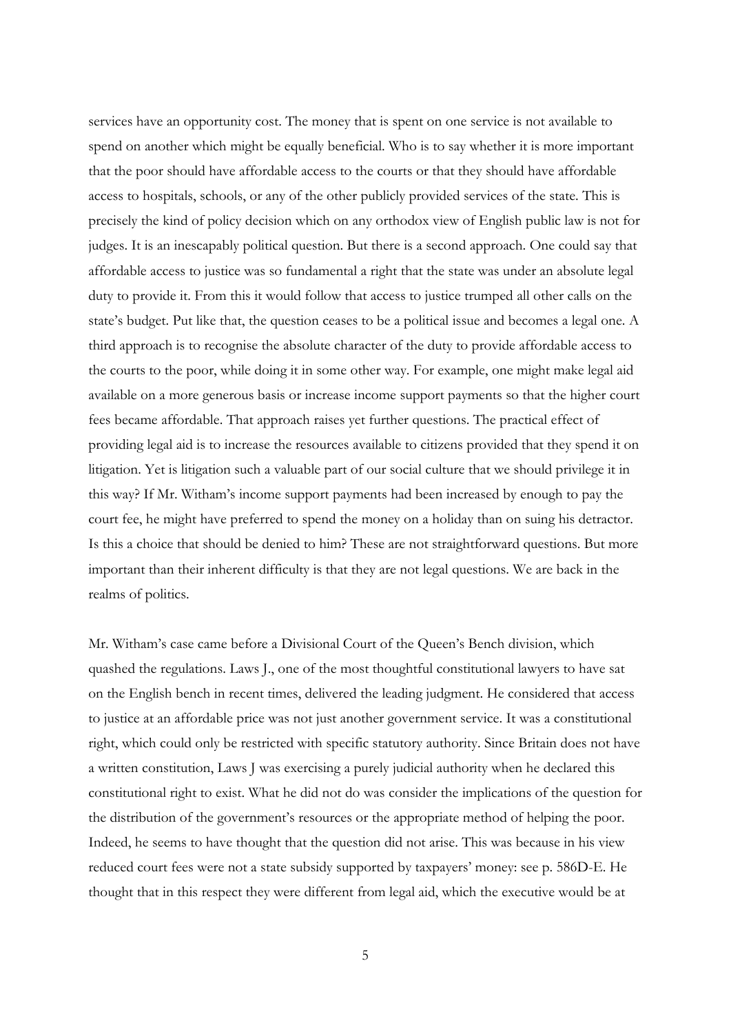services have an opportunity cost. The money that is spent on one service is not available to spend on another which might be equally beneficial. Who is to say whether it is more important that the poor should have affordable access to the courts or that they should have affordable access to hospitals, schools, or any of the other publicly provided services of the state. This is precisely the kind of policy decision which on any orthodox view of English public law is not for judges. It is an inescapably political question. But there is a second approach. One could say that affordable access to justice was so fundamental a right that the state was under an absolute legal duty to provide it. From this it would follow that access to justice trumped all other calls on the state's budget. Put like that, the question ceases to be a political issue and becomes a legal one. A third approach is to recognise the absolute character of the duty to provide affordable access to the courts to the poor, while doing it in some other way. For example, one might make legal aid available on a more generous basis or increase income support payments so that the higher court fees became affordable. That approach raises yet further questions. The practical effect of providing legal aid is to increase the resources available to citizens provided that they spend it on litigation. Yet is litigation such a valuable part of our social culture that we should privilege it in this way? If Mr. Witham's income support payments had been increased by enough to pay the court fee, he might have preferred to spend the money on a holiday than on suing his detractor. Is this a choice that should be denied to him? These are not straightforward questions. But more important than their inherent difficulty is that they are not legal questions. We are back in the realms of politics.

Mr. Witham's case came before a Divisional Court of the Queen's Bench division, which quashed the regulations. Laws J., one of the most thoughtful constitutional lawyers to have sat on the English bench in recent times, delivered the leading judgment. He considered that access to justice at an affordable price was not just another government service. It was a constitutional right, which could only be restricted with specific statutory authority. Since Britain does not have a written constitution, Laws J was exercising a purely judicial authority when he declared this constitutional right to exist. What he did not do was consider the implications of the question for the distribution of the government's resources or the appropriate method of helping the poor. Indeed, he seems to have thought that the question did not arise. This was because in his view reduced court fees were not a state subsidy supported by taxpayers' money: see p. 586D-E. He thought that in this respect they were different from legal aid, which the executive would be at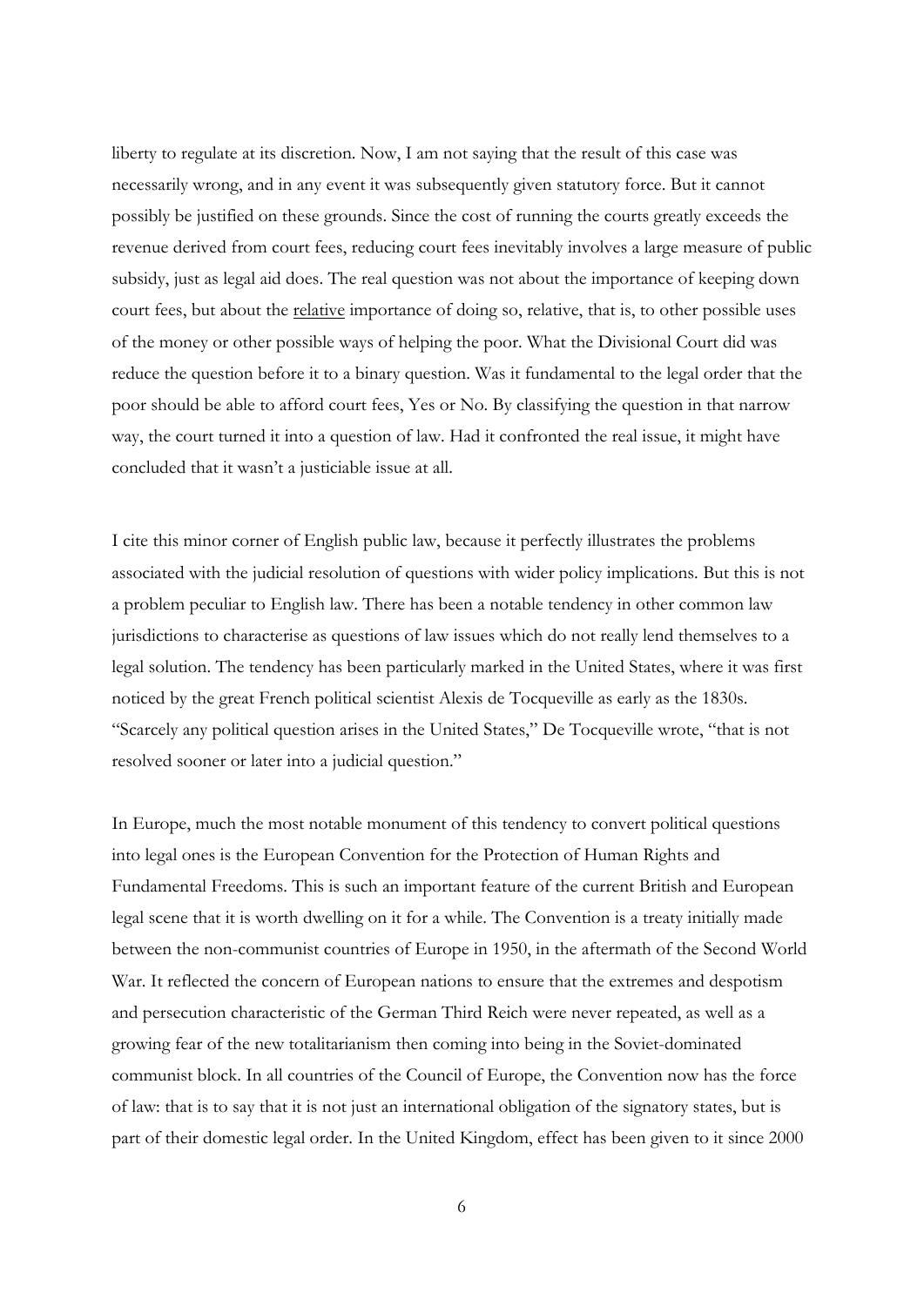liberty to regulate at its discretion. Now, I am not saying that the result of this case was necessarily wrong, and in any event it was subsequently given statutory force. But it cannot possibly be justified on these grounds. Since the cost of running the courts greatly exceeds the revenue derived from court fees, reducing court fees inevitably involves a large measure of public subsidy, just as legal aid does. The real question was not about the importance of keeping down court fees, but about the <u>relative</u> importance of doing so, relative, that is, to other possible uses of the money or other possible ways of helping the poor. What the Divisional Court did was reduce the question before it to a binary question. Was it fundamental to the legal order that the poor should be able to afford court fees, Yes or No. By classifying the question in that narrow way, the court turned it into a question of law. Had it confronted the real issue, it might have concluded that it wasn't a justiciable issue at all.

I cite this minor corner of English public law, because it perfectly illustrates the problems associated with the judicial resolution of questions with wider policy implications. But this is not a problem peculiar to English law. There has been a notable tendency in other common law jurisdictions to characterise as questions of law issues which do not really lend themselves to a legal solution. The tendency has been particularly marked in the United States, where it was first noticed by the great French political scientist Alexis de Tocqueville as early as the 1830s. "Scarcely any political question arises in the United States," De Tocqueville wrote, "that is not resolved sooner or later into a judicial question."

In Europe, much the most notable monument of this tendency to convert political questions into legal ones is the European Convention for the Protection of Human Rights and Fundamental Freedoms. This is such an important feature of the current British and European legal scene that it is worth dwelling on it for a while. The Convention is a treaty initially made between the non-communist countries of Europe in 1950, in the aftermath of the Second World War. It reflected the concern of European nations to ensure that the extremes and despotism and persecution characteristic of the German Third Reich were never repeated, as well as a growing fear of the new totalitarianism then coming into being in the Soviet-dominated communist block. In all countries of the Council of Europe, the Convention now has the force of law: that is to say that it is not just an international obligation of the signatory states, but is part of their domestic legal order. In the United Kingdom, effect has been given to it since 2000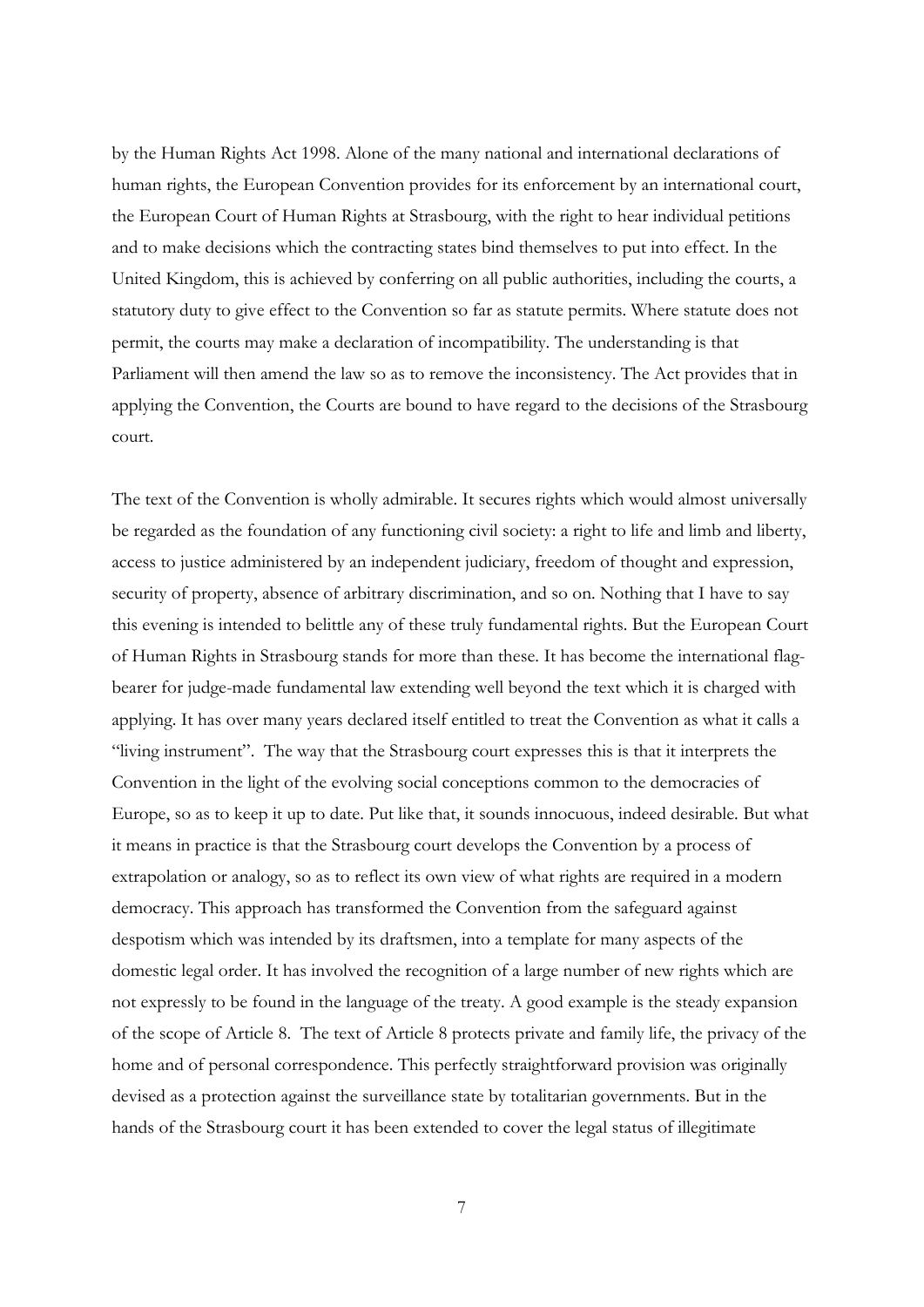by the Human Rights Act 1998. Alone of the many national and international declarations of human rights, the European Convention provides for its enforcement by an international court, the European Court of Human Rights at Strasbourg, with the right to hear individual petitions and to make decisions which the contracting states bind themselves to put into effect. In the United Kingdom, this is achieved by conferring on all public authorities, including the courts, a statutory duty to give effect to the Convention so far as statute permits. Where statute does not permit, the courts may make a declaration of incompatibility. The understanding is that Parliament will then amend the law so as to remove the inconsistency. The Act provides that in applying the Convention, the Courts are bound to have regard to the decisions of the Strasbourg court.

The text of the Convention is wholly admirable. It secures rights which would almost universally be regarded as the foundation of any functioning civil society: a right to life and limb and liberty, access to justice administered by an independent judiciary, freedom of thought and expression, security of property, absence of arbitrary discrimination, and so on. Nothing that I have to say this evening is intended to belittle any of these truly fundamental rights. But the European Court of Human Rights in Strasbourg stands for more than these. It has become the international flag-bearer for judge-made fundamental law extending well beyond the text which it is charged with applying. It has over many years declared itself entitled to treat the Convention as what it calls a "living instrument". The way that the Strasbourg court expresses this is that it interprets the Convention in the light of the evolving social conceptions common to the democracies of Europe, so as to keep it up to date. Put like that, it sounds innocuous, indeed desirable. But what it means in practice is that the Strasbourg court develops the Convention by a process of extrapolation or analogy, so as to reflect its own view of what rights are required in a modern democracy. This approach has transformed the Convention from the safeguard against despotism which was intended by its draftsmen, into a template for many aspects of the domestic legal order. It has involved the recognition of a large number of new rights which are not expressly to be found in the language of the treaty. A good example is the steady expansion of the scope of Article 8. The text of Article 8 protects private and family life, the privacy of the home and of personal correspondence. This perfectly straightforward provision was originally devised as a protection against the surveillance state by totalitarian governments. But in the hands of the Strasbourg court it has been extended to cover the legal status of illegitimate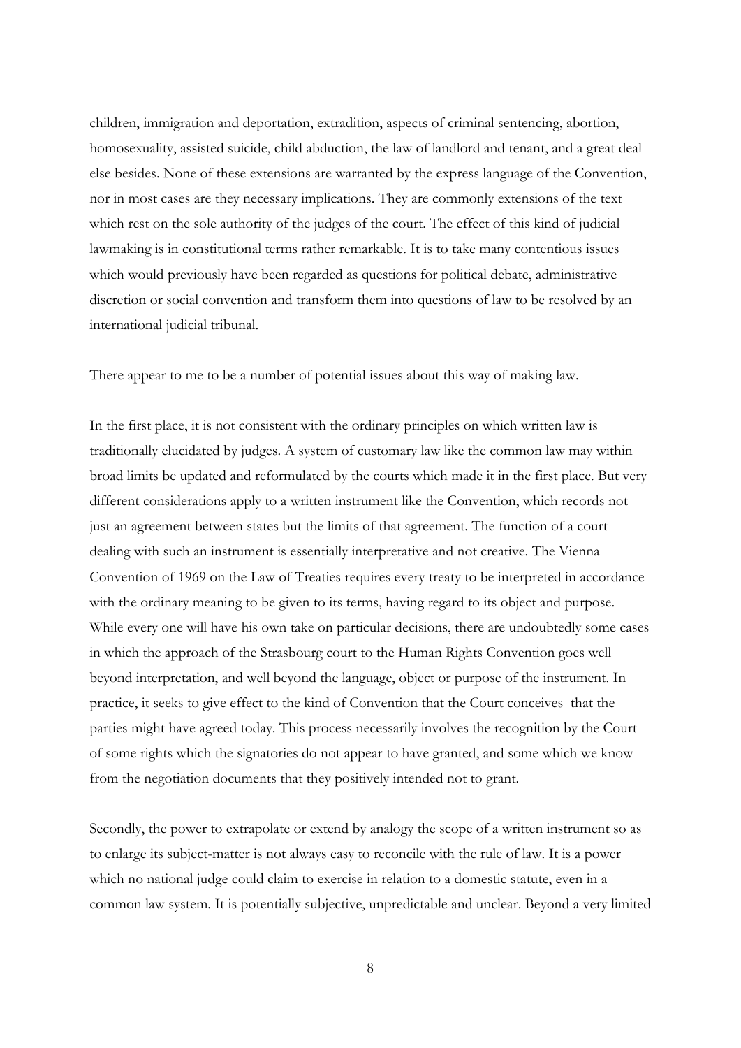children, immigration and deportation, extradition, aspects of criminal sentencing, abortion, homosexuality, assisted suicide, child abduction, the law of landlord and tenant, and a great deal else besides. None of these extensions are warranted by the express language of the Convention, nor in most cases are they necessary implications. They are commonly extensions of the text which rest on the sole authority of the judges of the court. The effect of this kind of judicial lawmaking is in constitutional terms rather remarkable. It is to take many contentious issues which would previously have been regarded as questions for political debate, administrative discretion or social convention and transform them into questions of law to be resolved by an international judicial tribunal.

There appear to me to be a number of potential issues about this way of making law.

In the first place, it is not consistent with the ordinary principles on which written law is traditionally elucidated by judges. A system of customary law like the common law may within broad limits be updated and reformulated by the courts which made it in the first place. But very different considerations apply to a written instrument like the Convention, which records not just an agreement between states but the limits of that agreement. The function of a court dealing with such an instrument is essentially interpretative and not creative. The Vienna Convention of 1969 on the Law of Treaties requires every treaty to be interpreted in accordance with the ordinary meaning to be given to its terms, having regard to its object and purpose. While every one will have his own take on particular decisions, there are undoubtedly some cases in which the approach of the Strasbourg court to the Human Rights Convention goes well beyond interpretation, and well beyond the language, object or purpose of the instrument. In practice, it seeks to give effect to the kind of Convention that the Court conceives that the parties might have agreed today. This process necessarily involves the recognition by the Court of some rights which the signatories do not appear to have granted, and some which we know from the negotiation documents that they positively intended not to grant.

Secondly, the power to extrapolate or extend by analogy the scope of a written instrument so as to enlarge its subject-matter is not always easy to reconcile with the rule of law. It is a power which no national judge could claim to exercise in relation to a domestic statute, even in a common law system. It is potentially subjective, unpredictable and unclear. Beyond a very limited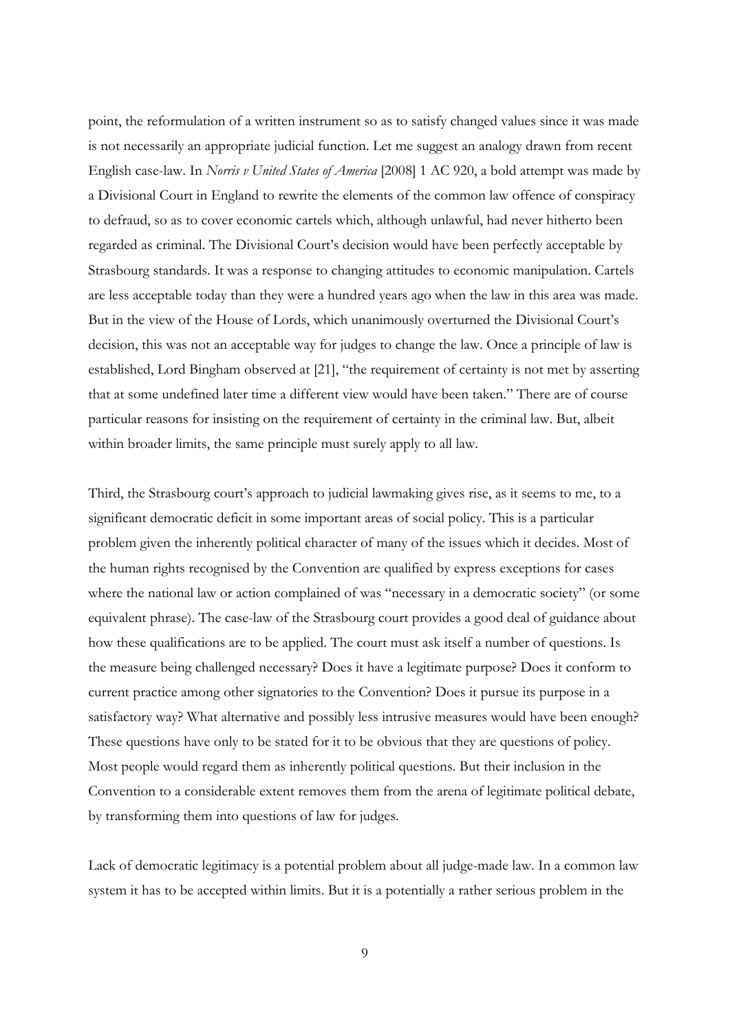point, the reformulation of a written instrument so as to satisfy changed values since it was made is not necessarily an appropriate judicial function. Let me suggest an analogy drawn from recent English case-law. In *Norris v United States of America* [2008] 1 AC 920, a bold attempt was made by a Divisional Court in England to rewrite the elements of the common law offence of conspiracy to defraud, so as to cover economic cartels which, although unlawful, had never hitherto been regarded as criminal. The Divisional Court's decision would have been perfectly acceptable by Strasbourg standards. It was a response to changing attitudes to economic manipulation. Cartels are less acceptable today than they were a hundred years ago when the law in this area was made. But in the view of the House of Lords, which unanimously overturned the Divisional Court's decision, this was not an acceptable way for judges to change the law. Once a principle of law is established, Lord Bingham observed at [21], "the requirement of certainty is not met by asserting that at some undefined later time a different view would have been taken." There are of course particular reasons for insisting on the requirement of certainty in the criminal law. But, albeit within broader limits, the same principle must surely apply to all law.

Third, the Strasbourg court's approach to judicial lawmaking gives rise, as it seems to me, to a significant democratic deficit in some important areas of social policy. This is a particular problem given the inherently political character of many of the issues which it decides. Most of the human rights recognised by the Convention are qualified by express exceptions for cases where the national law or action complained of was "necessary in a democratic society" (or some equivalent phrase). The case-law of the Strasbourg court provides a good deal of guidance about how these qualifications are to be applied. The court must ask itself a number of questions. Is the measure being challenged necessary? Does it have a legitimate purpose? Does it conform to current practice among other signatories to the Convention? Does it pursue its purpose in a satisfactory way? What alternative and possibly less intrusive measures would have been enough? These questions have only to be stated for it to be obvious that they are questions of policy. Most people would regard them as inherently political questions. But their inclusion in the Convention to a considerable extent removes them from the arena of legitimate political debate, by transforming them into questions of law for judges.

Lack of democratic legitimacy is a potential problem about all judge-made law. In a common law system it has to be accepted within limits. But it is a potentially a rather serious problem in the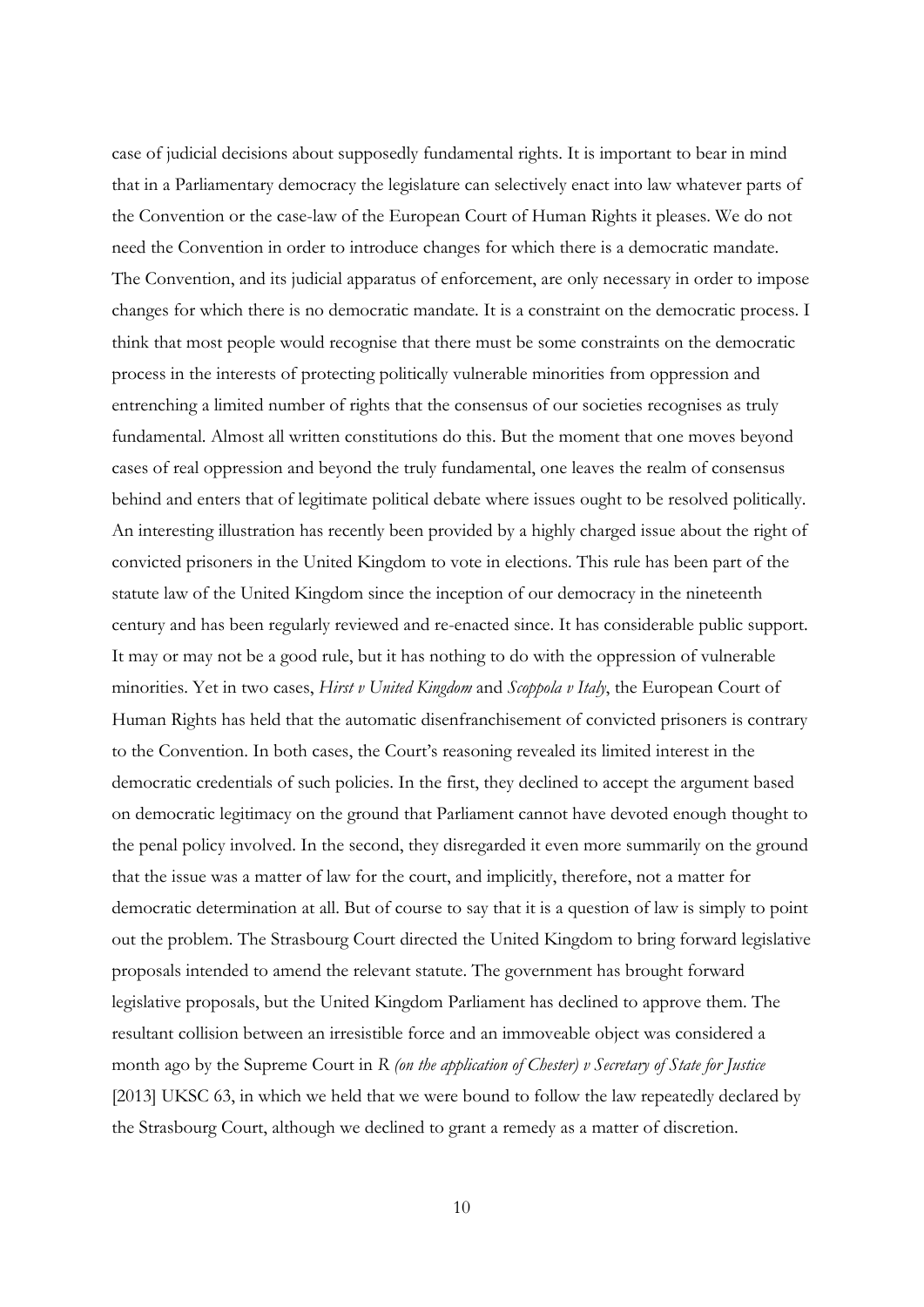case of judicial decisions about supposedly fundamental rights. It is important to bear in mind that in a Parliamentary democracy the legislature can selectively enact into law whatever parts of the Convention or the case-law of the European Court of Human Rights it pleases. We do not need the Convention in order to introduce changes for which there is a democratic mandate. The Convention, and its judicial apparatus of enforcement, are only necessary in order to impose changes for which there is no democratic mandate. It is a constraint on the democratic process. I think that most people would recognise that there must be some constraints on the democratic process in the interests of protecting politically vulnerable minorities from oppression and entrenching a limited number of rights that the consensus of our societies recognises as truly fundamental. Almost all written constitutions do this. But the moment that one moves beyond cases of real oppression and beyond the truly fundamental, one leaves the realm of consensus behind and enters that of legitimate political debate where issues ought to be resolved politically. An interesting illustration has recently been provided by a highly charged issue about the right of convicted prisoners in the United Kingdom to vote in elections. This rule has been part of the statute law of the United Kingdom since the inception of our democracy in the nineteenth century and has been regularly reviewed and re-enacted since. It has considerable public support. It may or may not be a good rule, but it has nothing to do with the oppression of vulnerable minorities. Yet in two cases, *Hirst v United Kingdom* and *Scoppola v Italy*, the European Court of Human Rights has held that the automatic disenfranchisement of convicted prisoners is contrary to the Convention. In both cases, the Court's reasoning revealed its limited interest in the democratic credentials of such policies. In the first, they declined to accept the argument based on democratic legitimacy on the ground that Parliament cannot have devoted enough thought to the penal policy involved. In the second, they disregarded it even more summarily on the ground that the issue was a matter of law for the court, and implicitly, therefore, not a matter for democratic determination at all. But of course to say that it is a question of law is simply to point out the problem. The Strasbourg Court directed the United Kingdom to bring forward legislative proposals intended to amend the relevant statute. The government has brought forward legislative proposals, but the United Kingdom Parliament has declined to approve them. The resultant collision between an irresistible force and an immoveable object was considered a month ago by the Supreme Court in *R (on the application of Chester) v Secretary of State for Justice* [2013] UKSC 63, in which we held that we were bound to follow the law repeatedly declared by the Strasbourg Court, although we declined to grant a remedy as a matter of discretion.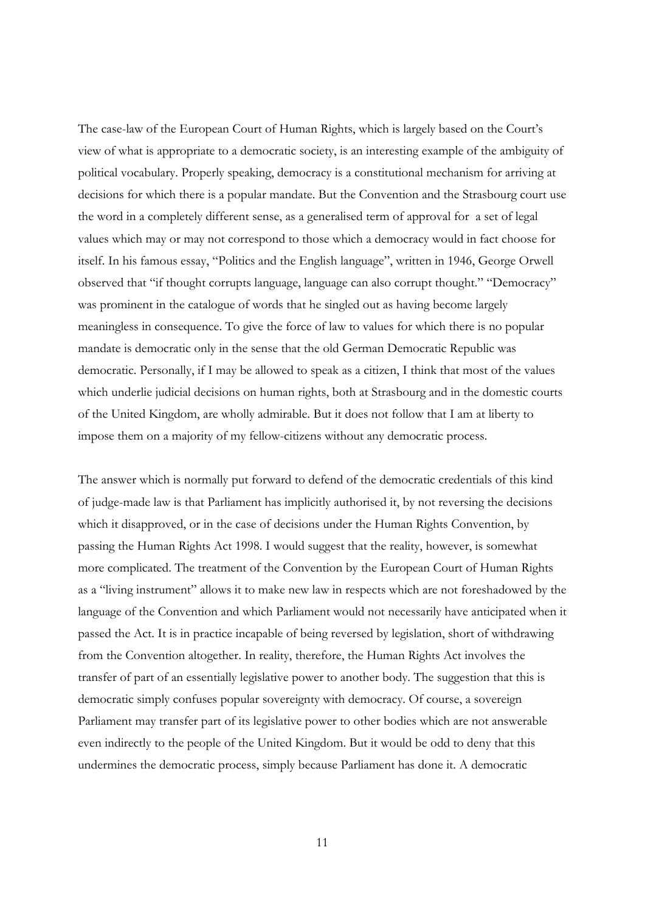The case-law of the European Court of Human Rights, which is largely based on the Court's view of what is appropriate to a democratic society, is an interesting example of the ambiguity of political vocabulary. Properly speaking, democracy is a constitutional mechanism for arriving at decisions for which there is a popular mandate. But the Convention and the Strasbourg court use the word in a completely different sense, as a generalised term of approval for a set of legal values which may or may not correspond to those which a democracy would in fact choose for itself. In his famous essay, "Politics and the English language", written in 1946, George Orwell observed that "if thought corrupts language, language can also corrupt thought." "Democracy" was prominent in the catalogue of words that he singled out as having become largely meaningless in consequence. To give the force of law to values for which there is no popular mandate is democratic only in the sense that the old German Democratic Republic was democratic. Personally, if I may be allowed to speak as a citizen, I think that most of the values which underlie judicial decisions on human rights, both at Strasbourg and in the domestic courts of the United Kingdom, are wholly admirable. But it does not follow that I am at liberty to impose them on a majority of my fellow-citizens without any democratic process.

The answer which is normally put forward to defend of the democratic credentials of this kind of judge-made law is that Parliament has implicitly authorised it, by not reversing the decisions which it disapproved, or in the case of decisions under the Human Rights Convention, by passing the Human Rights Act 1998. I would suggest that the reality, however, is somewhat more complicated. The treatment of the Convention by the European Court of Human Rights as a "living instrument" allows it to make new law in respects which are not foreshadowed by the language of the Convention and which Parliament would not necessarily have anticipated when it passed the Act. It is in practice incapable of being reversed by legislation, short of withdrawing from the Convention altogether. In reality, therefore, the Human Rights Act involves the transfer of part of an essentially legislative power to another body. The suggestion that this is democratic simply confuses popular sovereignty with democracy. Of course, a sovereign Parliament may transfer part of its legislative power to other bodies which are not answerable even indirectly to the people of the United Kingdom. But it would be odd to deny that this undermines the democratic process, simply because Parliament has done it. A democratic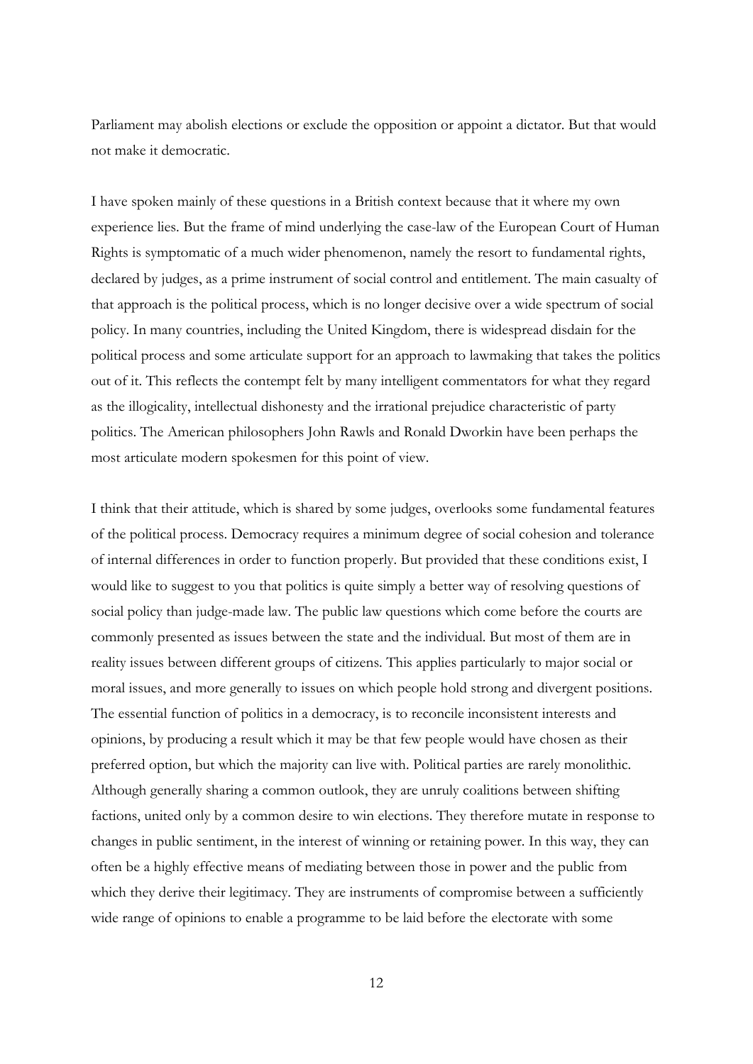Parliament may abolish elections or exclude the opposition or appoint a dictator. But that would not make it democratic.

I have spoken mainly of these questions in a British context because that it where my own experience lies. But the frame of mind underlying the case-law of the European Court of Human Rights is symptomatic of a much wider phenomenon, namely the resort to fundamental rights, declared by judges, as a prime instrument of social control and entitlement. The main casualty of that approach is the political process, which is no longer decisive over a wide spectrum of social policy. In many countries, including the United Kingdom, there is widespread disdain for the political process and some articulate support for an approach to lawmaking that takes the politics out of it. This reflects the contempt felt by many intelligent commentators for what they regard as the illogicality, intellectual dishonesty and the irrational prejudice characteristic of party politics. The American philosophers John Rawls and Ronald Dworkin have been perhaps the most articulate modern spokesmen for this point of view.

I think that their attitude, which is shared by some judges, overlooks some fundamental features of the political process. Democracy requires a minimum degree of social cohesion and tolerance of internal differences in order to function properly. But provided that these conditions exist, I would like to suggest to you that politics is quite simply a better way of resolving questions of social policy than judge-made law. The public law questions which come before the courts are commonly presented as issues between the state and the individual. But most of them are in reality issues between different groups of citizens. This applies particularly to major social or moral issues, and more generally to issues on which people hold strong and divergent positions. The essential function of politics in a democracy, is to reconcile inconsistent interests and opinions, by producing a result which it may be that few people would have chosen as their preferred option, but which the majority can live with. Political parties are rarely monolithic. Although generally sharing a common outlook, they are unruly coalitions between shifting factions, united only by a common desire to win elections. They therefore mutate in response to changes in public sentiment, in the interest of winning or retaining power. In this way, they can often be a highly effective means of mediating between those in power and the public from which they derive their legitimacy. They are instruments of compromise between a sufficiently wide range of opinions to enable a programme to be laid before the electorate with some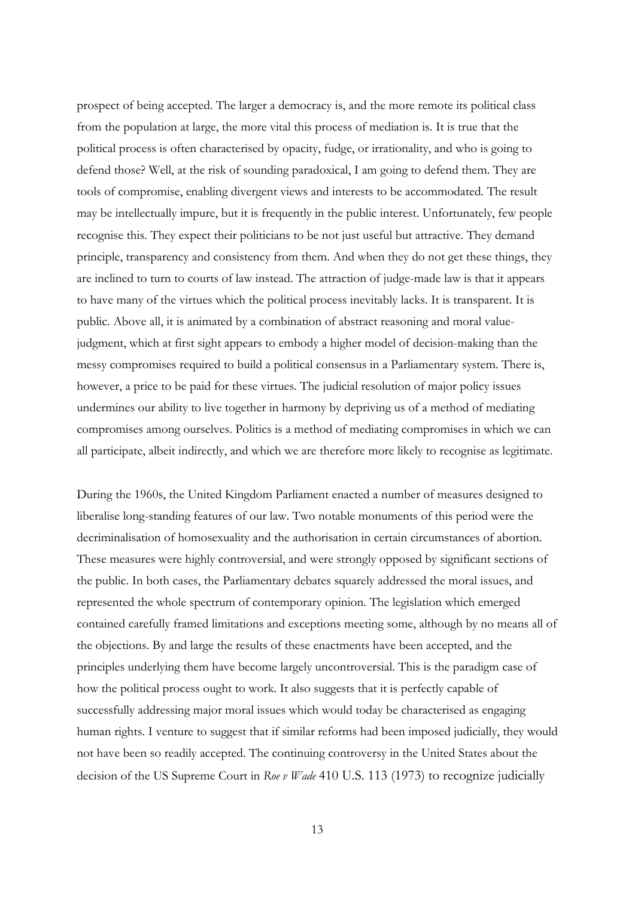prospect of being accepted. The larger a democracy is, and the more remote its political class from the population at large, the more vital this process of mediation is. It is true that the political process is often characterised by opacity, fudge, or irrationality, and who is going to defend those? Well, at the risk of sounding paradoxical, I am going to defend them. They are tools of compromise, enabling divergent views and interests to be accommodated. The result may be intellectually impure, but it is frequently in the public interest. Unfortunately, few people recognise this. They expect their politicians to be not just useful but attractive. They demand principle, transparency and consistency from them. And when they do not get these things, they are inclined to turn to courts of law instead. The attraction of judge-made law is that it appears to have many of the virtues which the political process inevitably lacks. It is transparent. It is public. Above all, it is animated by a combination of abstract reasoning and moral value-judgment, which at first sight appears to embody a higher model of decision-making than the messy compromises required to build a political consensus in a Parliamentary system. There is, however, a price to be paid for these virtues. The judicial resolution of major policy issues undermines our ability to live together in harmony by depriving us of a method of mediating compromises among ourselves. Politics is a method of mediating compromises in which we can all participate, albeit indirectly, and which we are therefore more likely to recognise as legitimate.

During the 1960s, the United Kingdom Parliament enacted a number of measures designed to liberalise long-standing features of our law. Two notable monuments of this period were the decriminalisation of homosexuality and the authorisation in certain circumstances of abortion. These measures were highly controversial, and were strongly opposed by significant sections of the public. In both cases, the Parliamentary debates squarely addressed the moral issues, and represented the whole spectrum of contemporary opinion. The legislation which emerged contained carefully framed limitations and exceptions meeting some, although by no means all of the objections. By and large the results of these enactments have been accepted, and the principles underlying them have become largely uncontroversial. This is the paradigm case of how the political process ought to work. It also suggests that it is perfectly capable of successfully addressing major moral issues which would today be characterised as engaging human rights. I venture to suggest that if similar reforms had been imposed judicially, they would not have been so readily accepted. The continuing controversy in the United States about the decision of the US Supreme Court in *Roe v Wade* 410 U.S. 113 (1973) to recognize judicially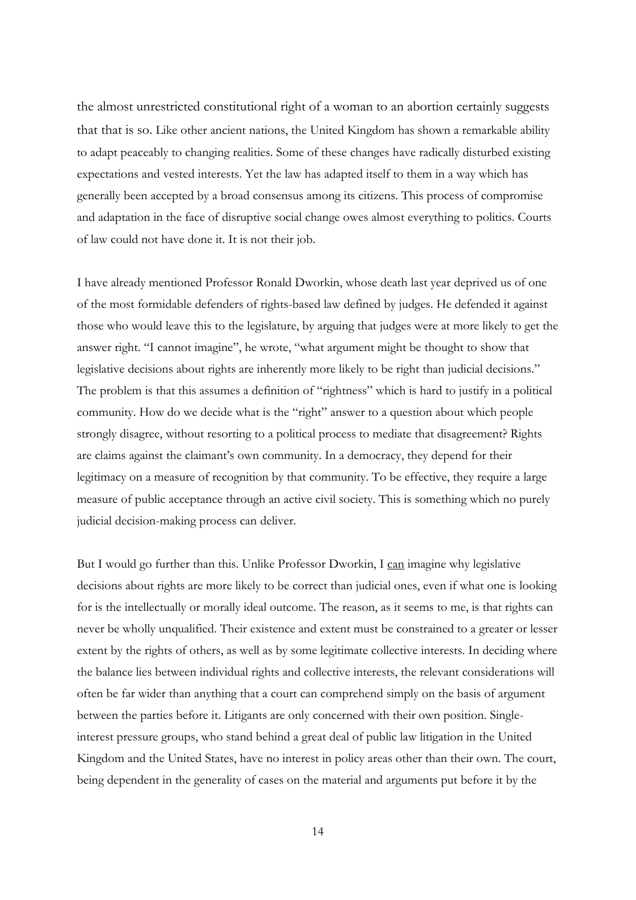the almost unrestricted constitutional right of a woman to an abortion certainly suggests that that is so. Like other ancient nations, the United Kingdom has shown a remarkable ability to adapt peaceably to changing realities. Some of these changes have radically disturbed existing expectations and vested interests. Yet the law has adapted itself to them in a way which has generally been accepted by a broad consensus among its citizens. This process of compromise and adaptation in the face of disruptive social change owes almost everything to politics. Courts of law could not have done it. It is not their job.

I have already mentioned Professor Ronald Dworkin, whose death last year deprived us of one of the most formidable defenders of rights-based law defined by judges. He defended it against those who would leave this to the legislature, by arguing that judges were at more likely to get the answer right. "I cannot imagine", he wrote, "what argument might be thought to show that legislative decisions about rights are inherently more likely to be right than judicial decisions." The problem is that this assumes a definition of "rightness" which is hard to justify in a political community. How do we decide what is the "right" answer to a question about which people strongly disagree, without resorting to a political process to mediate that disagreement? Rights are claims against the claimant's own community. In a democracy, they depend for their legitimacy on a measure of recognition by that community. To be effective, they require a large measure of public acceptance through an active civil society. This is something which no purely judicial decision-making process can deliver.

But I would go further than this. Unlike Professor Dworkin, I <u>can</u> imagine why legislative decisions about rights are more likely to be correct than judicial ones, even if what one is looking for is the intellectually or morally ideal outcome. The reason, as it seems to me, is that rights can never be wholly unqualified. Their existence and extent must be constrained to a greater or lesser extent by the rights of others, as well as by some legitimate collective interests. In deciding where the balance lies between individual rights and collective interests, the relevant considerations will often be far wider than anything that a court can comprehend simply on the basis of argument between the parties before it. Litigants are only concerned with their own position. Single-interest pressure groups, who stand behind a great deal of public law litigation in the United Kingdom and the United States, have no interest in policy areas other than their own. The court, being dependent in the generality of cases on the material and arguments put before it by the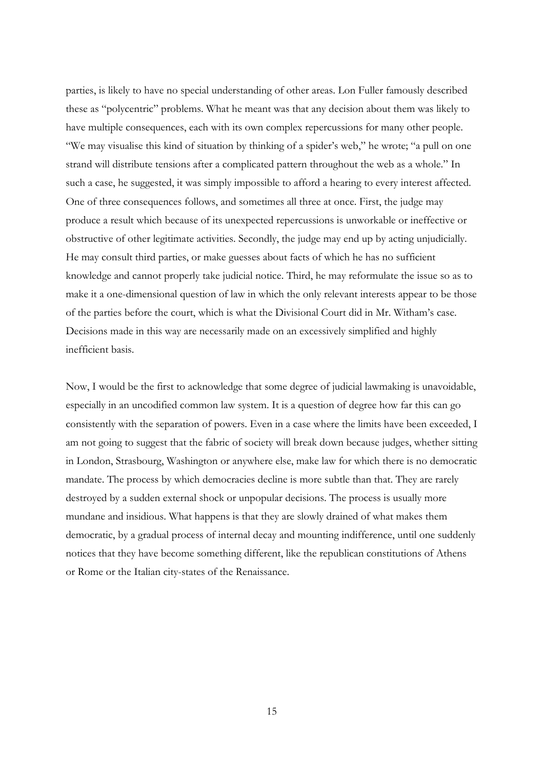parties, is likely to have no special understanding of other areas. Lon Fuller famously described these as "polycentric" problems. What he meant was that any decision about them was likely to have multiple consequences, each with its own complex repercussions for many other people. "We may visualise this kind of situation by thinking of a spider's web," he wrote; "a pull on one strand will distribute tensions after a complicated pattern throughout the web as a whole." In such a case, he suggested, it was simply impossible to afford a hearing to every interest affected. One of three consequences follows, and sometimes all three at once. First, the judge may produce a result which because of its unexpected repercussions is unworkable or ineffective or obstructive of other legitimate activities. Secondly, the judge may end up by acting unjudicially. He may consult third parties, or make guesses about facts of which he has no sufficient knowledge and cannot properly take judicial notice. Third, he may reformulate the issue so as to make it a one-dimensional question of law in which the only relevant interests appear to be those of the parties before the court, which is what the Divisional Court did in Mr. Witham's case. Decisions made in this way are necessarily made on an excessively simplified and highly inefficient basis.

Now, I would be the first to acknowledge that some degree of judicial lawmaking is unavoidable, especially in an uncodified common law system. It is a question of degree how far this can go consistently with the separation of powers. Even in a case where the limits have been exceeded, I am not going to suggest that the fabric of society will break down because judges, whether sitting in London, Strasbourg, Washington or anywhere else, make law for which there is no democratic mandate. The process by which democracies decline is more subtle than that. They are rarely destroyed by a sudden external shock or unpopular decisions. The process is usually more mundane and insidious. What happens is that they are slowly drained of what makes them democratic, by a gradual process of internal decay and mounting indifference, until one suddenly notices that they have become something different, like the republican constitutions of Athens or Rome or the Italian city-states of the Renaissance.